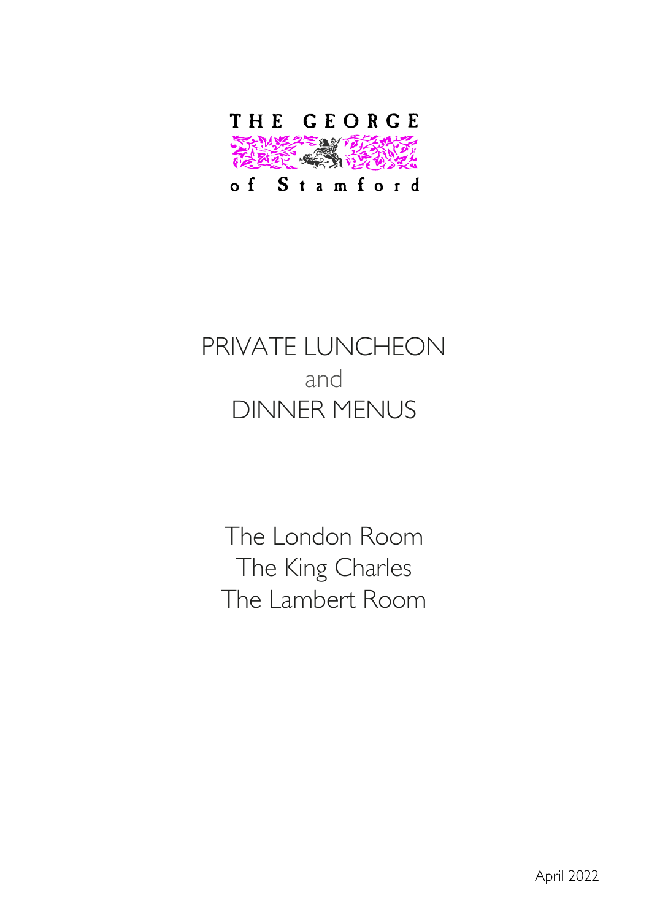THE GEORGE

of Stamford

# PRIVATE LUNCHEON
and
# DINNER MENUS

The London Room
The King Charles
The Lambert Room

April 2022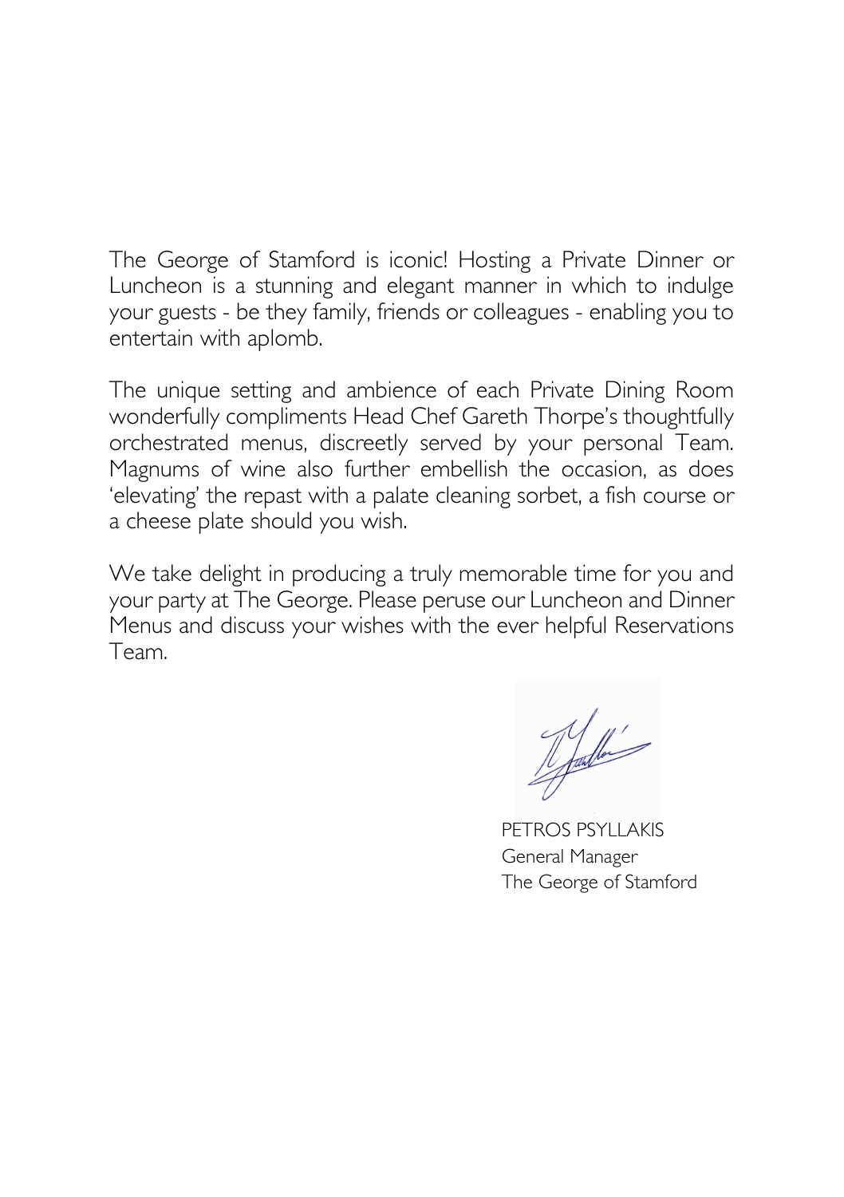The George of Stamford is iconic! Hosting a Private Dinner or Luncheon is a stunning and elegant manner in which to indulge your guests - be they family, friends or colleagues - enabling you to entertain with aplomb.

The unique setting and ambience of each Private Dining Room wonderfully compliments Head Chef Gareth Thorpe's thoughtfully orchestrated menus, discreetly served by your personal Team. Magnums of wine also further embellish the occasion, as does 'elevating' the repast with a palate cleaning sorbet, a fish course or a cheese plate should you wish.

We take delight in producing a truly memorable time for you and your party at The George. Please peruse our Luncheon and Dinner Menus and discuss your wishes with the ever helpful Reservations Team.

PETROS PSYLLAKIS
General Manager
The George of Stamford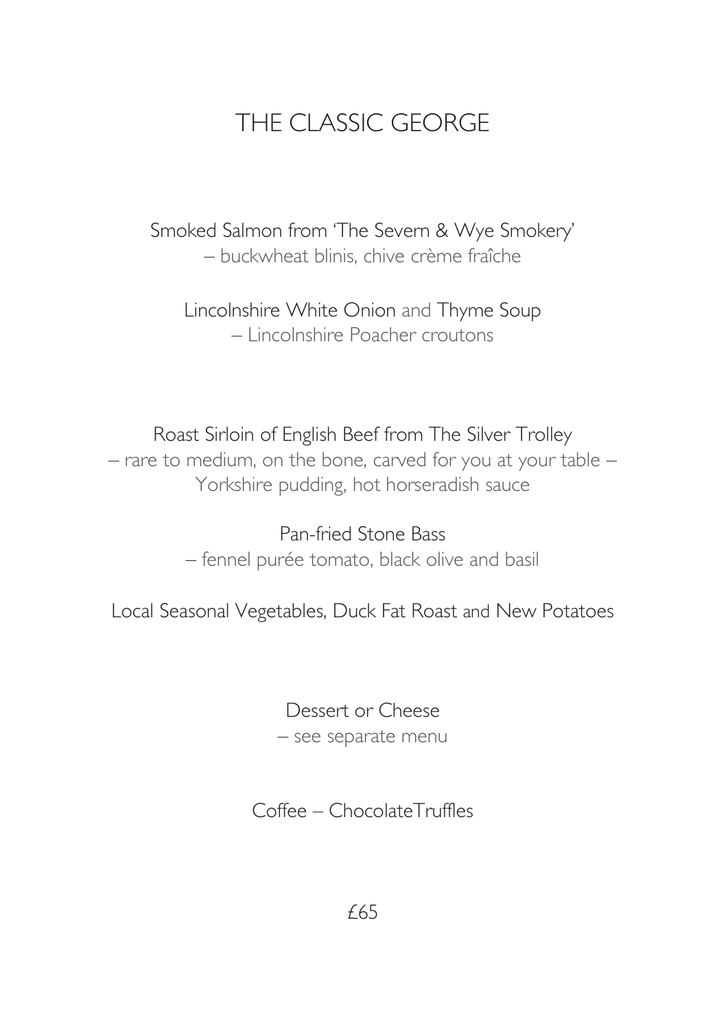# THE CLASSIC GEORGE

Smoked Salmon from 'The Severn & Wye Smokery'
– buckwheat blinis, chive crème fraîche

Lincolnshire White Onion and Thyme Soup
– Lincolnshire Poacher croutons

Roast Sirloin of English Beef from The Silver Trolley
– rare to medium, on the bone, carved for you at your table –
Yorkshire pudding, hot horseradish sauce

Pan-fried Stone Bass
– fennel purée tomato, black olive and basil

Local Seasonal Vegetables, Duck Fat Roast and New Potatoes

Dessert or Cheese
– see separate menu

Coffee – ChocolateTruffles

£65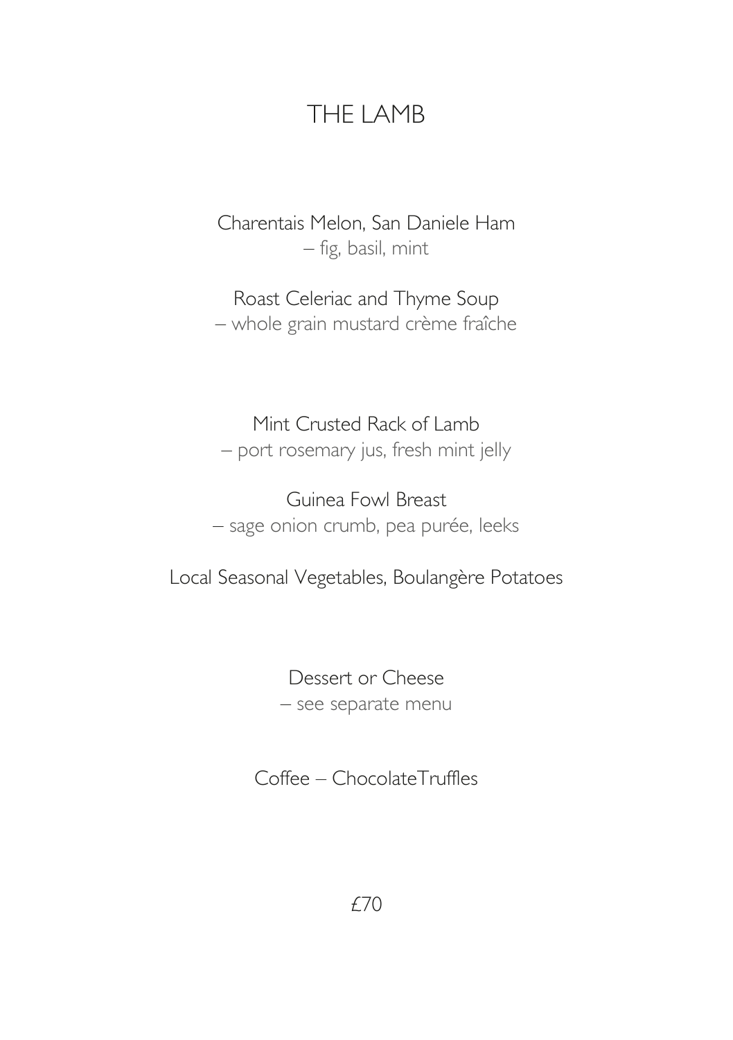# THE LAMB

Charentais Melon, San Daniele Ham
– fig, basil, mint

Roast Celeriac and Thyme Soup
– whole grain mustard crème fraîche

Mint Crusted Rack of Lamb
– port rosemary jus, fresh mint jelly

Guinea Fowl Breast
– sage onion crumb, pea purée, leeks

Local Seasonal Vegetables, Boulangère Potatoes

Dessert or Cheese
– see separate menu

Coffee – ChocolateTruffles

£70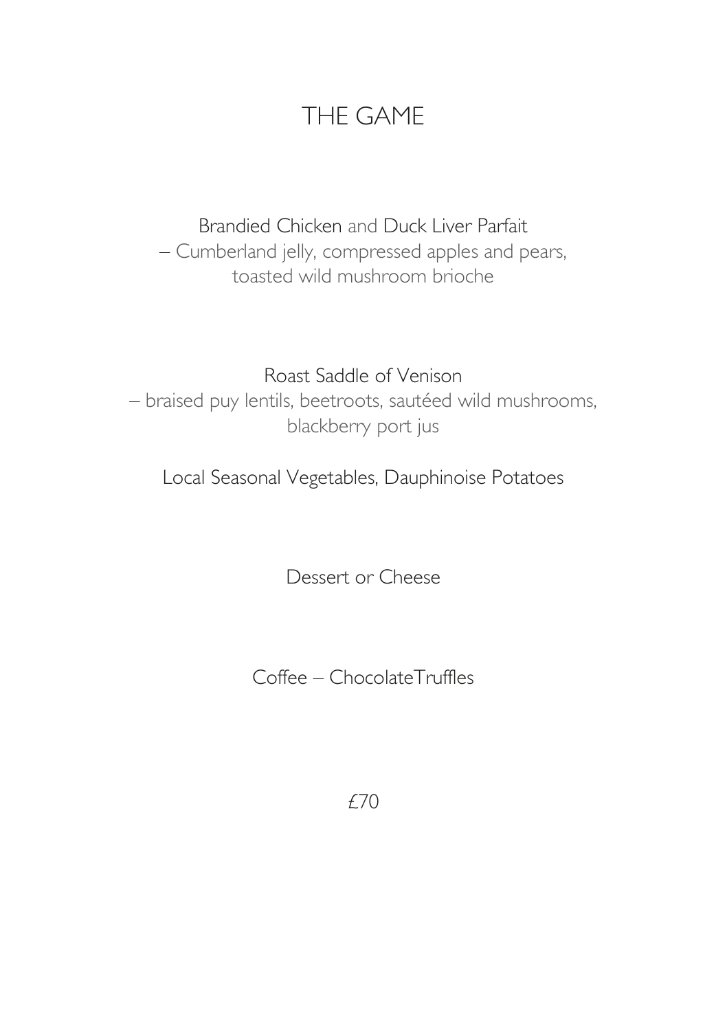# THE GAME

Brandied Chicken and Duck Liver Parfait
– Cumberland jelly, compressed apples and pears,
toasted wild mushroom brioche

Roast Saddle of Venison
– braised puy lentils, beetroots, sautéed wild mushrooms,
blackberry port jus

Local Seasonal Vegetables, Dauphinoise Potatoes

Dessert or Cheese

Coffee – ChocolateTruffles

£70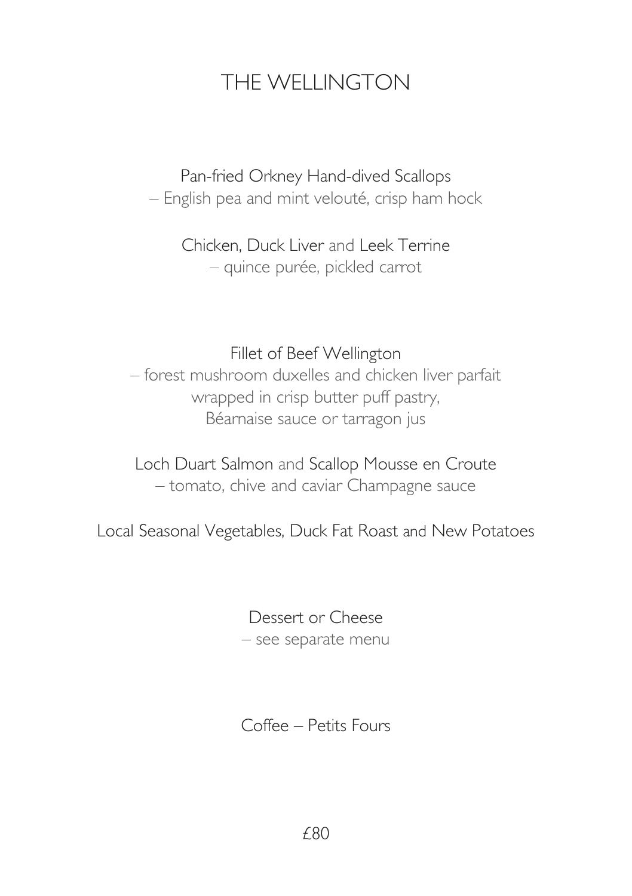# THE WELLINGTON

Pan-fried Orkney Hand-dived Scallops
– English pea and mint velouté, crisp ham hock

Chicken, Duck Liver and Leek Terrine
– quince purée, pickled carrot

Fillet of Beef Wellington
– forest mushroom duxelles and chicken liver parfait
wrapped in crisp butter puff pastry,
Béarnaise sauce or tarragon jus

Loch Duart Salmon and Scallop Mousse en Croute
– tomato, chive and caviar Champagne sauce

Local Seasonal Vegetables, Duck Fat Roast and New Potatoes

Dessert or Cheese
– see separate menu

Coffee – Petits Fours

£80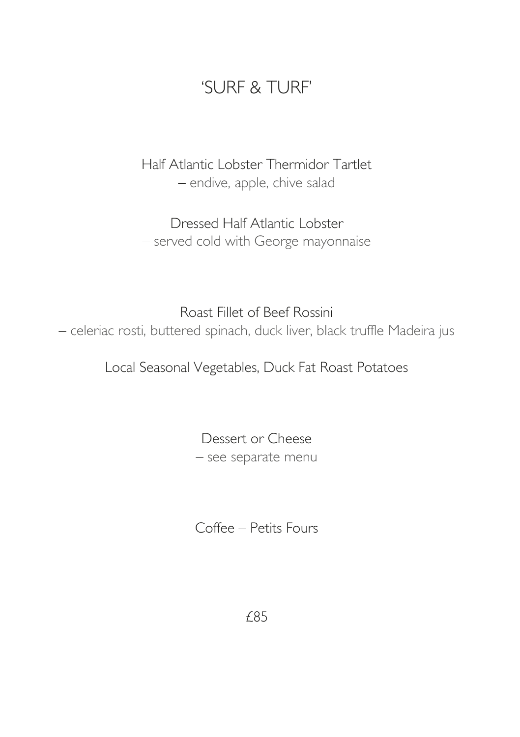# 'SURF & TURF'

Half Atlantic Lobster Thermidor Tartlet
– endive, apple, chive salad

Dressed Half Atlantic Lobster
– served cold with George mayonnaise

Roast Fillet of Beef Rossini
– celeriac rosti, buttered spinach, duck liver, black truffle Madeira jus

Local Seasonal Vegetables, Duck Fat Roast Potatoes

Dessert or Cheese
– see separate menu

Coffee – Petits Fours

£85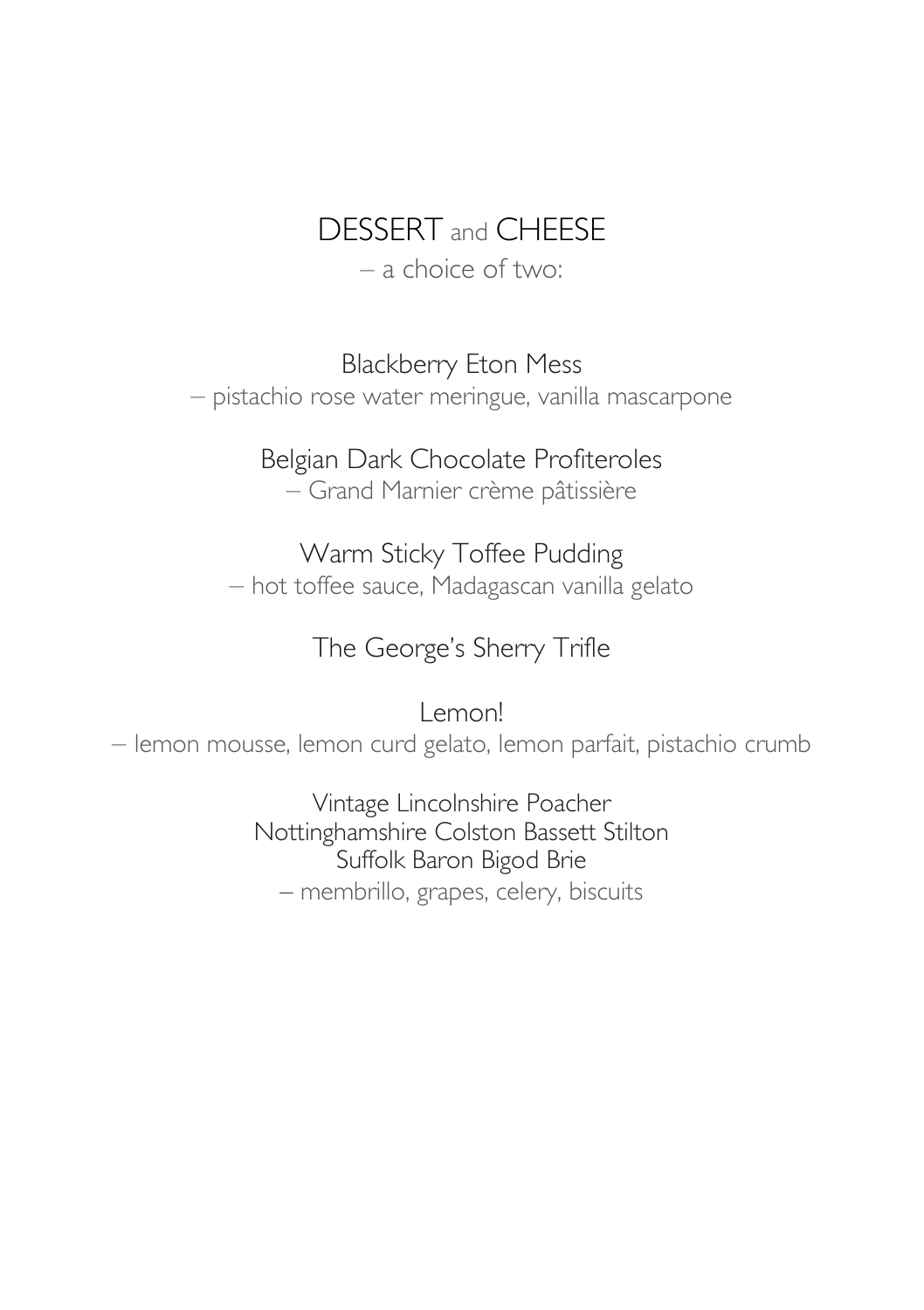# DESSERT and CHEESE

– a choice of two:

Blackberry Eton Mess
– pistachio rose water meringue, vanilla mascarpone

Belgian Dark Chocolate Profiteroles
– Grand Marnier crème pâtissière

Warm Sticky Toffee Pudding
– hot toffee sauce, Madagascan vanilla gelato

The George's Sherry Trifle

Lemon!
– lemon mousse, lemon curd gelato, lemon parfait, pistachio crumb

Vintage Lincolnshire Poacher
Nottinghamshire Colston Bassett Stilton
Suffolk Baron Bigod Brie
– membrillo, grapes, celery, biscuits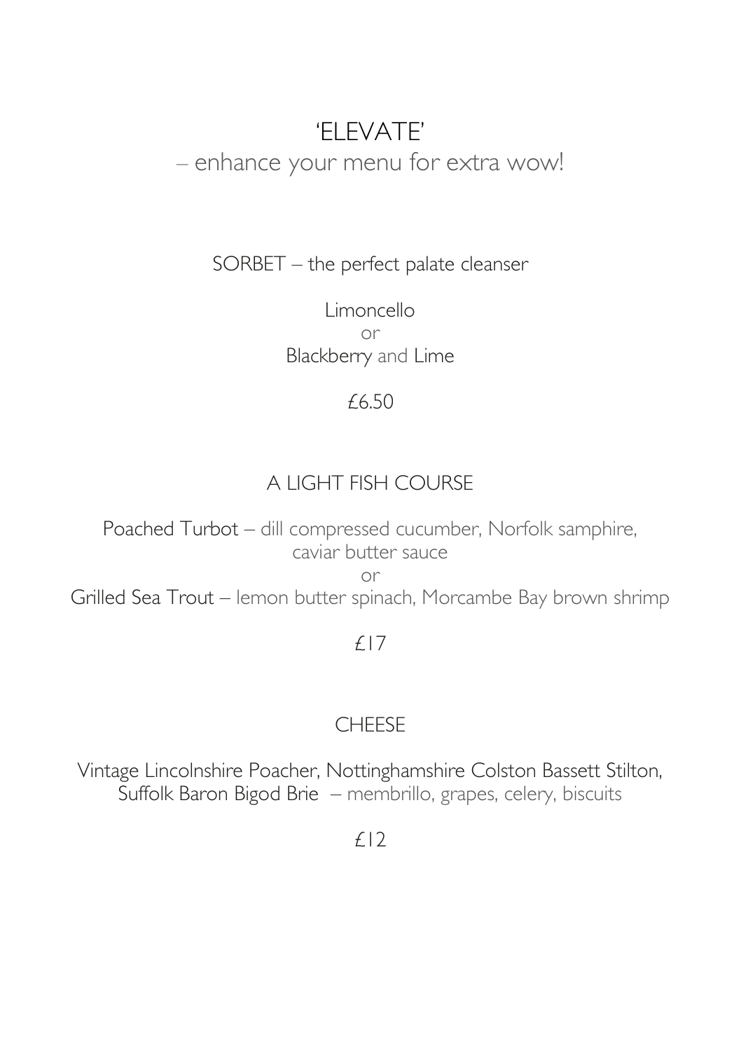# 'ELEVATE'

– enhance your menu for extra wow!

## SORBET – the perfect palate cleanser

Limoncello
or
Blackberry and Lime

£6.50

## A LIGHT FISH COURSE

Poached Turbot – dill compressed cucumber, Norfolk samphire, caviar butter sauce
or
Grilled Sea Trout – lemon butter spinach, Morcambe Bay brown shrimp

£17

## CHEESE

Vintage Lincolnshire Poacher, Nottinghamshire Colston Bassett Stilton, Suffolk Baron Bigod Brie – membrillo, grapes, celery, biscuits

£12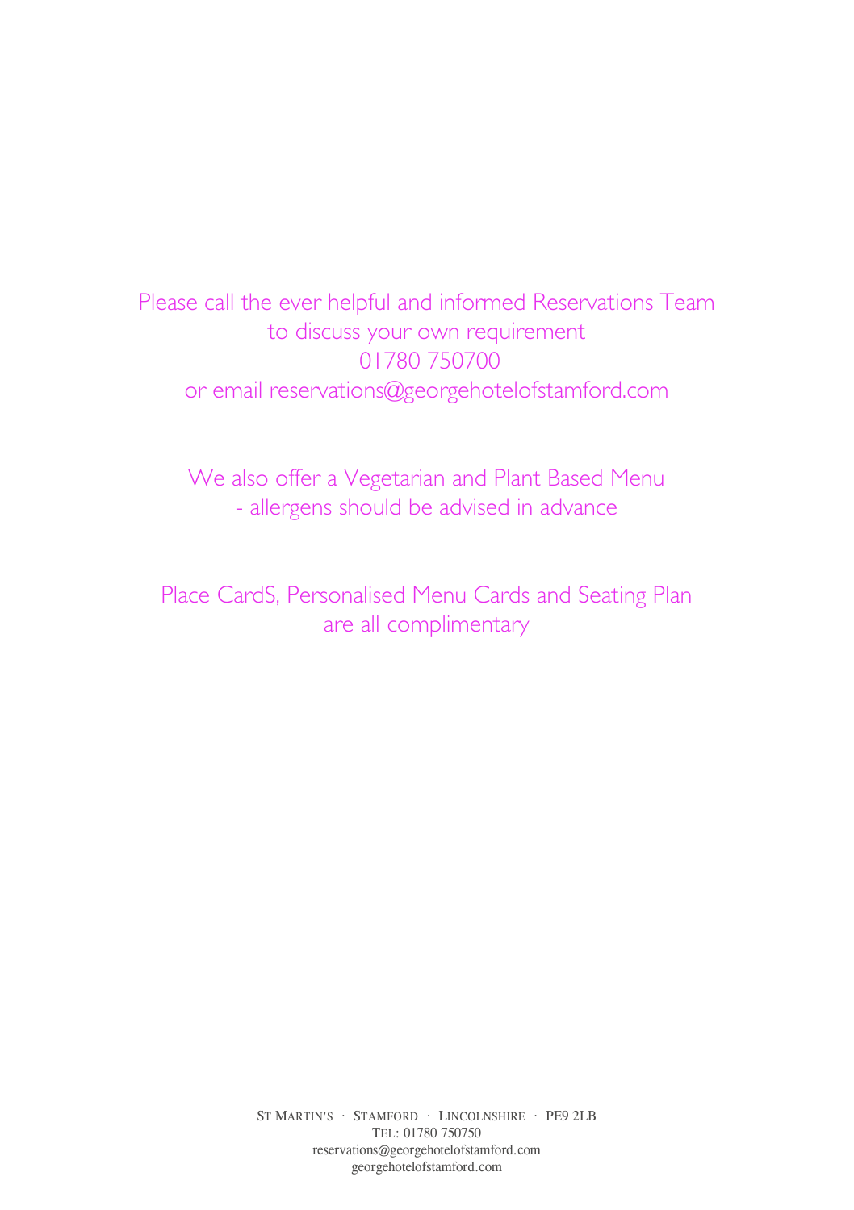Please call the ever helpful and informed Reservations Team
to discuss your own requirement
01780 750700
or email reservations@georgehotelofstamford.com

We also offer a Vegetarian and Plant Based Menu
- allergens should be advised in advance

Place CardS, Personalised Menu Cards and Seating Plan
are all complimentary

ST MARTIN'S · STAMFORD · LINCOLNSHIRE · PE9 2LB
TEL: 01780 750750
reservations@georgehotelofstamford.com
georgehotelofstamford.com